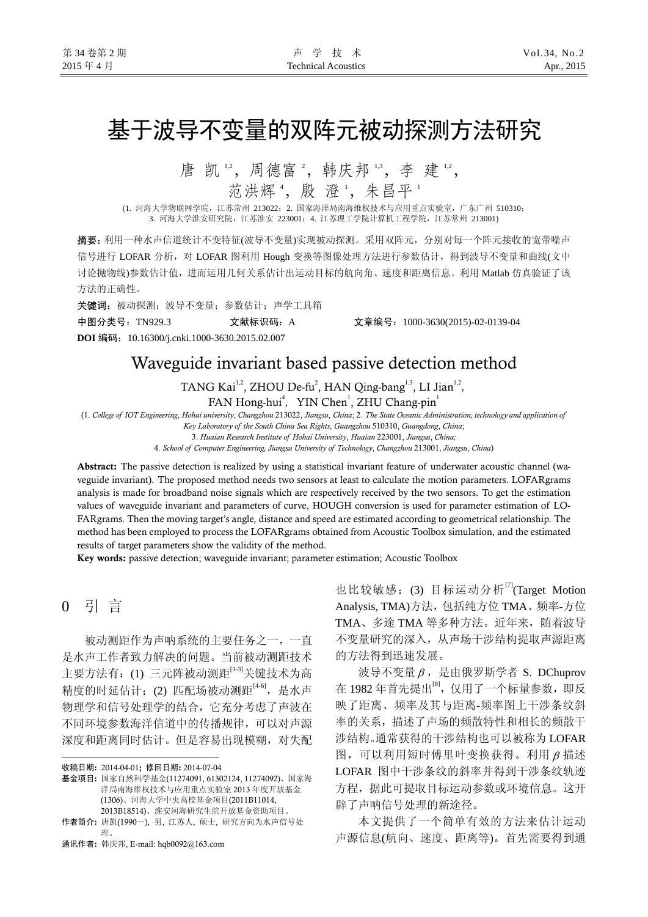# 基于波导不变量的双阵元被动探测方法研究

唐 凯[1,2]，周德富[2]，韩庆邦[1,3]，李 建[1,2]，
范洪辉[4]，殷 澄[1]，朱昌平[1]

(1. 河海大学物联网学院，江苏常州 213022；2. 国家海洋局南海维权技术与应用重点实验室，广东广州 510310；
3. 河海大学淮安研究院，江苏淮安 223001；4. 江苏理工学院计算机工程学院，江苏常州 213001)

**摘要**：利用一种水声信道统计不变特征(波导不变量)实现被动探测。采用双阵元，分别对每一个阵元接收的宽带噪声信号进行 LOFAR 分析，对 LOFAR 图利用 Hough 变换等图像处理方法进行参数估计，得到波导不变量和曲线(文中讨论抛物线)参数估计值，进而运用几何关系估计出运动目标的航向角、速度和距离信息。利用 Matlab 仿真验证了该方法的正确性。

**关键词**：被动探测；波导不变量；参数估计；声学工具箱

**中图分类号**：TN929.3　　**文献标识码**：A　　**文章编号**：1000-3630(2015)-02-0139-04

**DOI 编码**：10.16300/j.cnki.1000-3630.2015.02.007

# Waveguide invariant based passive detection method

TANG Kai[1,2], ZHOU De-fu[2], HAN Qing-bang[1,3], LI Jian[1,2],
FAN Hong-hui[4], YIN Chen[1], ZHU Chang-pin[1]

(1. *College of IOT Engineering*, *Hohai university*, *Changzhou* 213022, *Jiangsu*, *China*; 2. *The State Oceanic Administration, technology and application of Key Laboratory of the South China Sea Rights*, *Guangzhou* 510310, *Guangdong*, *China*;
3. *Huaian Research Institute of Hohai University*, *Huaian* 223001, *Jiangsu*, *China;*
4. *School of Computer Engineering, Jiangsu University of Technology*, *Changzhou* 213001, *Jiangsu*, *China*)

**Abstract:** The passive detection is realized by using a statistical invariant feature of underwater acoustic channel (waveguide invariant). The proposed method needs two sensors at least to calculate the motion parameters. LOFARgrams analysis is made for broadband noise signals which are respectively received by the two sensors. To get the estimation values of waveguide invariant and parameters of curve, HOUGH conversion is used for parameter estimation of LOFARgrams. Then the moving target's angle, distance and speed are estimated according to geometrical relationship. The method has been employed to process the LOFARgrams obtained from Acoustic Toolbox simulation, and the estimated results of target parameters show the validity of the method.

**Key words:** passive detection; waveguide invariant; parameter estimation; Acoustic Toolbox

## 0　引 言

被动测距作为声呐系统的主要任务之一，一直是水声工作者致力解决的问题。当前被动测距技术主要方法有：(1) 三元阵被动测距[1-3]关键技术为高精度的时延估计；(2) 匹配场被动测距[4-6]，是水声物理学和信号处理学的结合，它充分考虑了声波在不同环境参数海洋信道中的传播规律，可以对声源深度和距离同时估计。但是容易出现模糊，对失配也比较敏感；(3) 目标运动分析[7](Target Motion Analysis, TMA)方法，包括纯方位 TMA、频率-方位 TMA、多途 TMA 等多种方法。近年来，随着波导不变量研究的深入，从声场干涉结构提取声源距离的方法得到迅速发展。

波导不变量 $\beta$，是由俄罗斯学者 S. DChuprov 在 1982 年首先提出[8]，仅用了一个标量参数，即反映了距离、频率及其与距离-频率图上干涉条纹斜率的关系，描述了声场的频散特性和相长的频散干涉结构。通常获得的干涉结构也可以被称为 LOFAR 图，可以利用短时傅里叶变换获得。利用 $\beta$ 描述 LOFAR 图中干涉条纹的斜率并得到干涉条纹轨迹方程，据此可提取目标运动参数或环境信息。这开辟了声呐信号处理的新途径。

本文提供了一个简单有效的方法来估计运动声源信息(航向、速度、距离等)。首先需要得到通

---

**收稿日期**：2014-04-01；**修回日期**：2014-07-04

**基金项目**：国家自然科学基金(11274091, 61302124, 11274092)、国家海洋局南海维权技术与应用重点实验室 2013 年度开放基金(1306)、河海大学中央高校基金项目(2011B11014, 2013B18514)、淮安河海研究生院开放基金资助项目。

**作者简介**：唐凯(1990－), 男, 江苏人, 硕士, 研究方向为水声信号处理。

**通讯作者**：韩庆邦, E-mail: hqb0092@163.com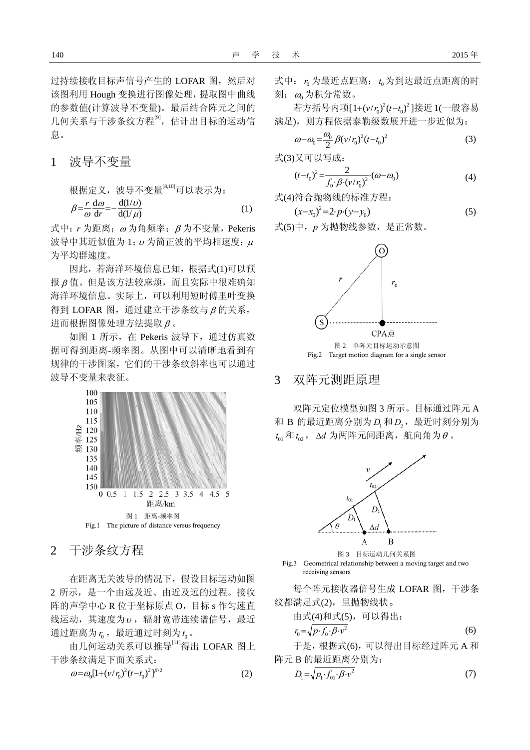过持续接收目标声信号产生的 LOFAR 图，然后对该图利用 Hough 变换进行图像处理，提取图中曲线的参数值(计算波导不变量)。最后结合阵元之间的几何关系与干涉条纹方程[9]，估计出目标的运动信息。

# 1　波导不变量

根据定义，波导不变量[8,10]可以表示为：

$$\beta=\frac{r}{\omega}\frac{\mathrm{d}\omega}{\mathrm{d}r}=-\frac{\mathrm{d}(1/\upsilon)}{\mathrm{d}(1/\mu)} \tag{1}$$

式中：$r$ 为距离；$\omega$ 为角频率；$\beta$ 为不变量，Pekeris 波导中其近似值为 1；$\upsilon$ 为简正波的平均相速度；$\mu$ 为平均群速度。

因此，若海洋环境信息已知，根据式(1)可以预报 $\beta$ 值。但是该方法较麻烦，而且实际中很难确知海洋环境信息。实际上，可以利用短时傅里叶变换得到 LOFAR 图，通过建立干涉条纹与 $\beta$ 的关系，进而根据图像处理方法提取 $\beta$。

如图 1 所示，在 Pekeris 波导下，通过仿真数据可得到距离-频率图。从图中可以清晰地看到有规律的干涉图案，它们的干涉条纹斜率也可以通过波导不变量来表征。

图 1　距离-频率图
Fig.1　The picture of distance versus frequency

# 2　干涉条纹方程

在距离无关波导的情况下，假设目标运动如图 2 所示，是一个由远及近、由近及远的过程。接收阵的声学中心 R 位于坐标原点 O，目标 s 作匀速直线运动，其速度为 $\upsilon$，辐射宽带连续谱信号，最近通过距离为 $r_0$，最近通过时刻为 $t_0$。

由几何运动关系可以推导[11]得出 LOFAR 图上干涉条纹满足下面关系式：

$$\omega=\omega_0[1+(v/r_0)^2(t-t_0)^2]^{\beta/2} \tag{2}$$

式中：$r_0$ 为最近点距离；$t_0$ 为到达最近点距离的时刻；$\omega_0$ 为积分常数。

若方括号内项$[1+(v/r_0)^2(t-t_0)^2]$接近 1(一般容易满足)，则方程依据泰勒级数展开进一步近似为：

$$\omega-\omega_0=\frac{\omega_0}{2}\beta(v/r_0)^2(t-t_0)^2 \tag{3}$$

式(3)又可以写成：

$$(t-t_0)^2=\frac{2}{f_0\cdot\beta\cdot(v/r_0)^2}\cdot(\omega-\omega_0) \tag{4}$$

式(4)符合抛物线的标准方程：

$$(x-x_0)^2=2\cdot p\cdot(y-y_0) \tag{5}$$

式(5)中，$p$ 为抛物线参数，是正常数。

图 2　单阵元目标运动示意图
Fig.2　Target motion diagram for a single sensor

# 3　双阵元测距原理

双阵元定位模型如图 3 所示。目标通过阵元 A 和 B 的最近距离分别为 $D_1$ 和 $D_2$，最近时刻分别为 $t_{01}$ 和 $t_{02}$，$\Delta d$ 为两阵元间距离，航向角为 $\theta$。

图 3　目标运动几何关系图
Fig.3　Geometrical relationship between a moving target and two receiving sensors

每个阵元接收器信号生成 LOFAR 图，干涉条纹都满足式(2)，呈抛物线状。

由式(4)和式(5)，可以得出：

$$r_0=\sqrt{p\cdot f_0\cdot\beta\cdot v^2} \tag{6}$$

于是，根据式(6)，可以得出目标经过阵元 A 和阵元 B 的最近距离分别为：

$$D_1=\sqrt{p_1\cdot f_{01}\cdot\beta\cdot v^2} \tag{7}$$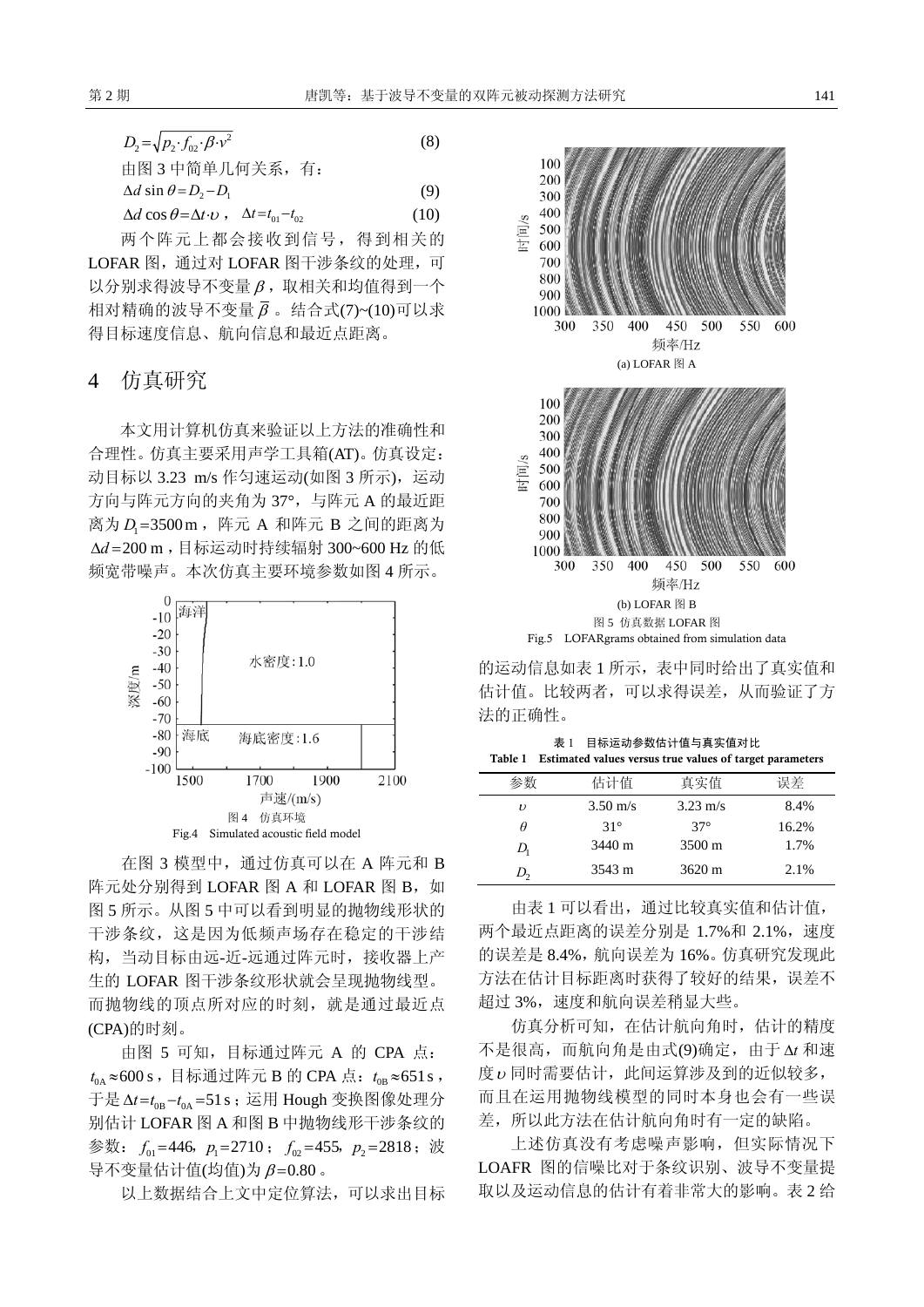$$D_2=\sqrt{p_2 \cdot f_{02} \cdot \beta \cdot v^2} \tag{8}$$

由图 3 中简单几何关系，有：

$$\Delta d \sin\theta = D_2 - D_1 \tag{9}$$

$$\Delta d \cos\theta = \Delta t \cdot \upsilon\text{，}\ \Delta t = t_{01} - t_{02} \tag{10}$$

两个阵元上都会接收到信号，得到相关的 LOFAR 图，通过对 LOFAR 图干涉条纹的处理，可以分别求得波导不变量 $\beta$，取相关和均值得到一个相对精确的波导不变量 $\bar{\beta}$。结合式(7)~(10)可以求得目标速度信息、航向信息和最近点距离。

## 4　仿真研究

本文用计算机仿真来验证以上方法的准确性和合理性。仿真主要采用声学工具箱(AT)。仿真设定：动目标以 3.23 m/s 作匀速运动(如图 3 所示)，运动方向与阵元方向的夹角为 37°，与阵元 A 的最近距离为 $D_1$=3500 m，阵元 A 和阵元 B 之间的距离为 $\Delta d$=200 m，目标运动时持续辐射 300~600 Hz 的低频宽带噪声。本次仿真主要环境参数如图 4 所示。

图 4　仿真环境

Fig.4　Simulated acoustic field model

在图 3 模型中，通过仿真可以在 A 阵元和 B 阵元处分别得到 LOFAR 图 A 和 LOFAR 图 B，如图 5 所示。从图 5 中可以看到明显的抛物线形状的干涉条纹，这是因为低频声场存在稳定的干涉结构，当动目标由远-近-远通过阵元时，接收器上产生的 LOFAR 图干涉条纹形状就会呈现抛物线型。而抛物线的顶点所对应的时刻，就是通过最近点(CPA)的时刻。

由图 5 可知，目标通过阵元 A 的 CPA 点：$t_{0A} \approx 600$ s，目标通过阵元 B 的 CPA 点：$t_{0B} \approx 651$ s，于是 $\Delta t = t_{0B} - t_{0A} = 51$ s；运用 Hough 变换图像处理分别估计 LOFAR 图 A 和图 B 中抛物线形干涉条纹的参数：$f_{01}=446$，$p_1=2710$；$f_{02}=455$，$p_2=2818$；波导不变量估计值(均值)为 $\beta=0.80$。

以上数据结合上文中定位算法，可以求出目标的运动信息如表 1 所示，表中同时给出了真实值和估计值。比较两者，可以求得误差，从而验证了方法的正确性。

(a) LOFAR 图 A

(b) LOFAR 图 B

图 5　仿真数据 LOFAR 图

Fig.5　LOFARgrams obtained from simulation data

表 1　目标运动参数估计值与真实值对比

Table 1　Estimated values versus true values of target parameters

| 参数 | 估计值 | 真实值 | 误差 |
|---|---|---|---|
| $\upsilon$ | 3.50 m/s | 3.23 m/s | 8.4% |
| $\theta$ | 31° | 37° | 16.2% |
| $D_1$ | 3440 m | 3500 m | 1.7% |
| $D_2$ | 3543 m | 3620 m | 2.1% |

由表 1 可以看出，通过比较真实值和估计值，两个最近点距离的误差分别是 1.7%和 2.1%，速度的误差是 8.4%，航向误差为 16%。仿真研究发现此方法在估计目标距离时获得了较好的结果，误差不超过 3%，速度和航向误差稍显大些。

仿真分析可知，在估计航向角时，估计的精度不是很高，而航向角是由式(9)确定，由于 $\Delta t$ 和速度 $\upsilon$ 同时需要估计，此间运算涉及到的近似较多，而且在运用抛物线模型的同时本身也会有一些误差，所以此方法在估计航向角时有一定的缺陷。

上述仿真没有考虑噪声影响，但实际情况下 LOAFR 图的信噪比对于条纹识别、波导不变量提取以及运动信息的估计有着非常大的影响。表 2 给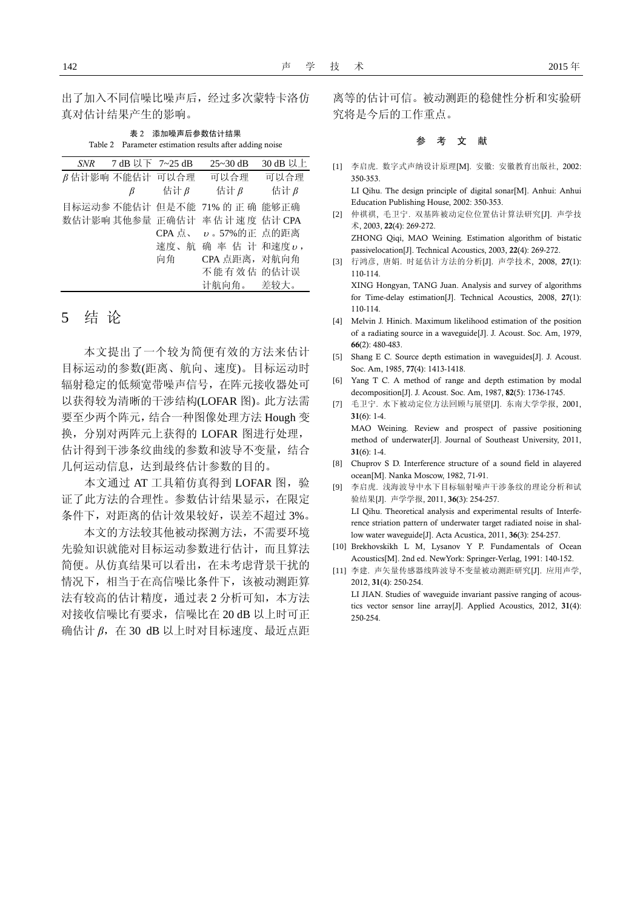出了加入不同信噪比噪声后，经过多次蒙特卡洛仿真对估计结果产生的影响。

表 2　添加噪声后参数估计结果

Table 2　Parameter estimation results after adding noise

| *SNR* | 7 dB 以下 | 7~25 dB | 25~30 dB | 30 dB 以上 |
|---|---|---|---|---|
| $\beta$ 估计影响 | 不能估计 $\beta$ | 可以合理估计 $\beta$ | 可以合理估计 $\beta$ | 可以合理估计 $\beta$ |
| 目标运动参数估计影响 | 不能估计其他参量 | 但是不能正确估计 CPA 点、速度、航向角 | 71% 的正确率估计速度 $\upsilon$。57%的正确率估计 CPA 点距离，对航向角不能有效估计航向角。 | 能够正确估计 CPA 点的距离和速度 $\upsilon$，对航向角的估计误差较大。 |

## 5　结 论

本文提出了一个较为简便有效的方法来估计目标运动的参数(距离、航向、速度)。目标运动时辐射稳定的低频宽带噪声信号，在阵元接收器处可以获得较为清晰的干涉结构(LOFAR 图)。此方法需要至少两个阵元，结合一种图像处理方法 Hough 变换，分别对两阵元上获得的 LOFAR 图进行处理，估计得到干涉条纹曲线的参数和波导不变量，结合几何运动信息，达到最终估计参数的目的。

本文通过 AT 工具箱仿真得到 LOFAR 图，验证了此方法的合理性。参数估计结果显示，在限定条件下，对距离的估计效果较好，误差不超过 3%。

本文的方法较其他被动探测方法，不需要环境先验知识就能对目标运动参数进行估计，而且算法简便。从仿真结果可以看出，在未考虑背景干扰的情况下，相当于在高信噪比条件下，该被动测距算法有较高的估计精度，通过表 2 分析可知，本方法对接收信噪比有要求，信噪比在 20 dB 以上时可正确估计 $\beta$，在 30 dB 以上时对目标速度、最近点距离等的估计可信。被动测距的稳健性分析和实验研究将是今后的工作重点。

## 参 考 文 献

[1] 李启虎. 数字式声纳设计原理[M]. 安徽: 安徽教育出版社, 2002: 350-353.
LI Qihu. The design principle of digital sonar[M]. Anhui: Anhui Education Publishing House, 2002: 350-353.

[2] 仲祺祺, 毛卫宁. 双基阵被动定位位置估计算法研究[J]. 声学技术, 2003, **22**(4): 269-272.
ZHONG Qiqi, MAO Weining. Estimation algorithm of bistatic passivelocation[J]. Technical Acoustics, 2003, **22**(4): 269-272.

[3] 行鸿彦, 唐娟. 时延估计方法的分析[J]. 声学技术, 2008, **27**(1): 110-114.
XING Hongyan, TANG Juan. Analysis and survey of algorithms for Time-delay estimation[J]. Technical Acoustics, 2008, **27**(1): 110-114.

[4] Melvin J. Hinich. Maximum likelihood estimation of the position of a radiating source in a waveguide[J]. J. Acoust. Soc. Am, 1979, **66**(2): 480-483.

[5] Shang E C. Source depth estimation in waveguides[J]. J. Acoust. Soc. Am, 1985, **77**(4): 1413-1418.

[6] Yang T C. A method of range and depth estimation by modal decomposition[J]. J. Acoust. Soc. Am, 1987, **82**(5): 1736-1745.

[7] 毛卫宁. 水下被动定位方法回顾与展望[J]. 东南大学学报, 2001, **31**(6): 1-4.
MAO Weining. Review and prospect of passive positioning method of underwater[J]. Journal of Southeast University, 2011, **31**(6): 1-4.

[8] Chuprov S D. Interference structure of a sound field in alayered ocean[M]. Nanka Moscow, 1982, 71-91.

[9] 李启虎. 浅海波导中水下目标辐射噪声干涉条纹的理论分析和试验结果[J]. 声学学报, 2011, **36**(3): 254-257.
LI Qihu. Theoretical analysis and experimental results of Interference striation pattern of underwater target radiated noise in shallow water waveguide[J]. Acta Acustica, 2011, **36**(3): 254-257.

[10] Brekhovskikh L M, Lysanov Y P. Fundamentals of Ocean Acoustics[M]. 2nd ed. NewYork: Springer-Verlag, 1991: 140-152.

[11] 李建. 声矢量传感器线阵波导不变量被动测距研究[J]. 应用声学, 2012, **31**(4): 250-254.
LI JIAN. Studies of waveguide invariant passive ranging of acoustics vector sensor line array[J]. Applied Acoustics, 2012, **31**(4): 250-254.